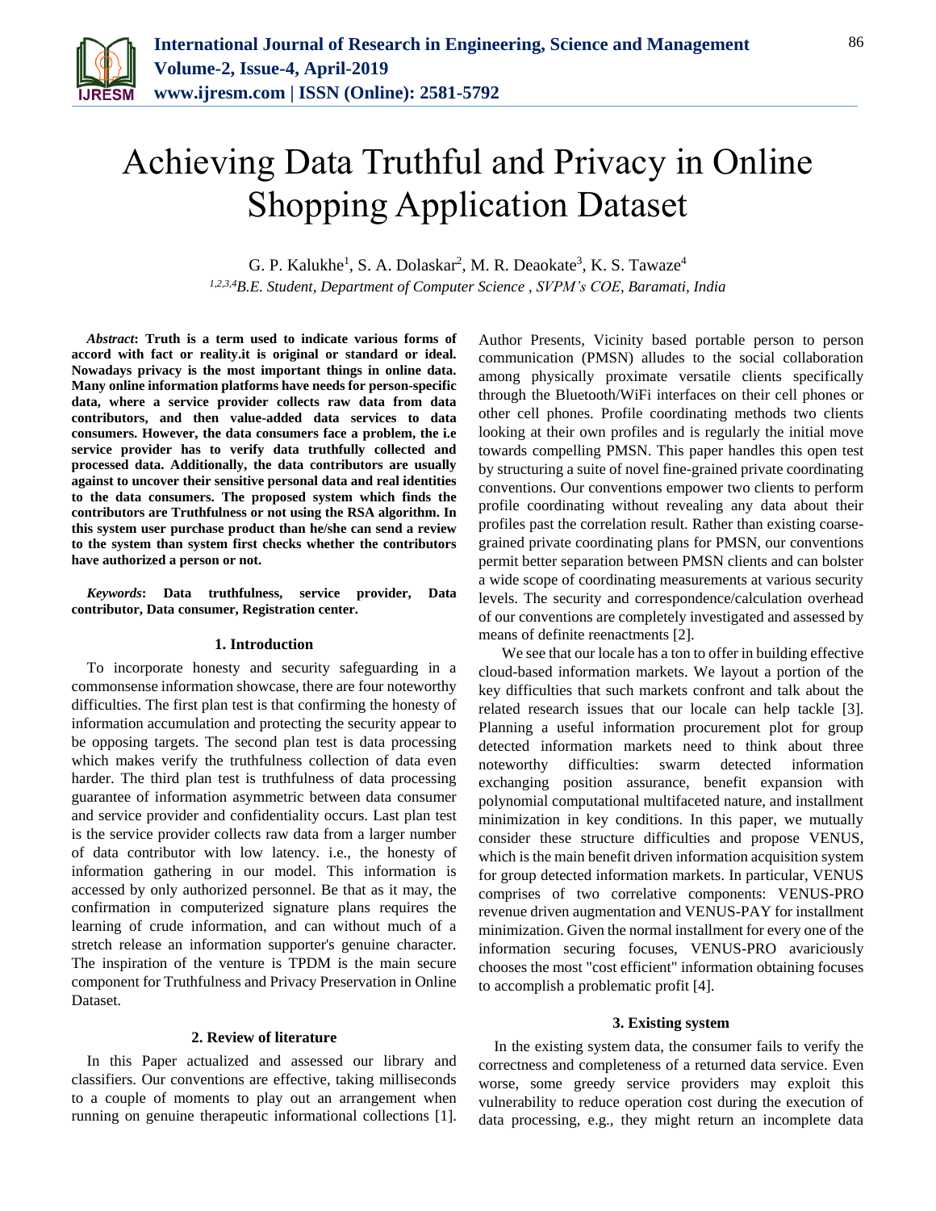# Achieving Data Truthful and Privacy in Online Shopping Application Dataset

G. P. Kalukhe[1], S. A. Dolaskar[2], M. R. Deaokate[3], K. S. Tawaze[4]

[1,2,3,4]*B.E. Student, Department of Computer Science , SVPM's COE, Baramati, India*

***Abstract*: Truth is a term used to indicate various forms of accord with fact or reality.it is original or standard or ideal. Nowadays privacy is the most important things in online data. Many online information platforms have needs for person-specific data, where a service provider collects raw data from data contributors, and then value-added data services to data consumers. However, the data consumers face a problem, the i.e service provider has to verify data truthfully collected and processed data. Additionally, the data contributors are usually against to uncover their sensitive personal data and real identities to the data consumers. The proposed system which finds the contributors are Truthfulness or not using the RSA algorithm. In this system user purchase product than he/she can send a review to the system than system first checks whether the contributors have authorized a person or not.**

***Keywords*: Data truthfulness, service provider, Data contributor, Data consumer, Registration center.**

## 1. Introduction

To incorporate honesty and security safeguarding in a commonsense information showcase, there are four noteworthy difficulties. The first plan test is that confirming the honesty of information accumulation and protecting the security appear to be opposing targets. The second plan test is data processing which makes verify the truthfulness collection of data even harder. The third plan test is truthfulness of data processing guarantee of information asymmetric between data consumer and service provider and confidentiality occurs. Last plan test is the service provider collects raw data from a larger number of data contributor with low latency. i.e., the honesty of information gathering in our model. This information is accessed by only authorized personnel. Be that as it may, the confirmation in computerized signature plans requires the learning of crude information, and can without much of a stretch release an information supporter's genuine character. The inspiration of the venture is TPDM is the main secure component for Truthfulness and Privacy Preservation in Online Dataset.

## 2. Review of literature

In this Paper actualized and assessed our library and classifiers. Our conventions are effective, taking milliseconds to a couple of moments to play out an arrangement when running on genuine therapeutic informational collections [1]. Author Presents, Vicinity based portable person to person communication (PMSN) alludes to the social collaboration among physically proximate versatile clients specifically through the Bluetooth/WiFi interfaces on their cell phones or other cell phones. Profile coordinating methods two clients looking at their own profiles and is regularly the initial move towards compelling PMSN. This paper handles this open test by structuring a suite of novel fine-grained private coordinating conventions. Our conventions empower two clients to perform profile coordinating without revealing any data about their profiles past the correlation result. Rather than existing coarse-grained private coordinating plans for PMSN, our conventions permit better separation between PMSN clients and can bolster a wide scope of coordinating measurements at various security levels. The security and correspondence/calculation overhead of our conventions are completely investigated and assessed by means of definite reenactments [2].

We see that our locale has a ton to offer in building effective cloud-based information markets. We layout a portion of the key difficulties that such markets confront and talk about the related research issues that our locale can help tackle [3]. Planning a useful information procurement plot for group detected information markets need to think about three noteworthy difficulties: swarm detected information exchanging position assurance, benefit expansion with polynomial computational multifaceted nature, and installment minimization in key conditions. In this paper, we mutually consider these structure difficulties and propose VENUS, which is the main benefit driven information acquisition system for group detected information markets. In particular, VENUS comprises of two correlative components: VENUS-PRO revenue driven augmentation and VENUS-PAY for installment minimization. Given the normal installment for every one of the information securing focuses, VENUS-PRO avariciously chooses the most "cost efficient" information obtaining focuses to accomplish a problematic profit [4].

## 3. Existing system

In the existing system data, the consumer fails to verify the correctness and completeness of a returned data service. Even worse, some greedy service providers may exploit this vulnerability to reduce operation cost during the execution of data processing, e.g., they might return an incomplete data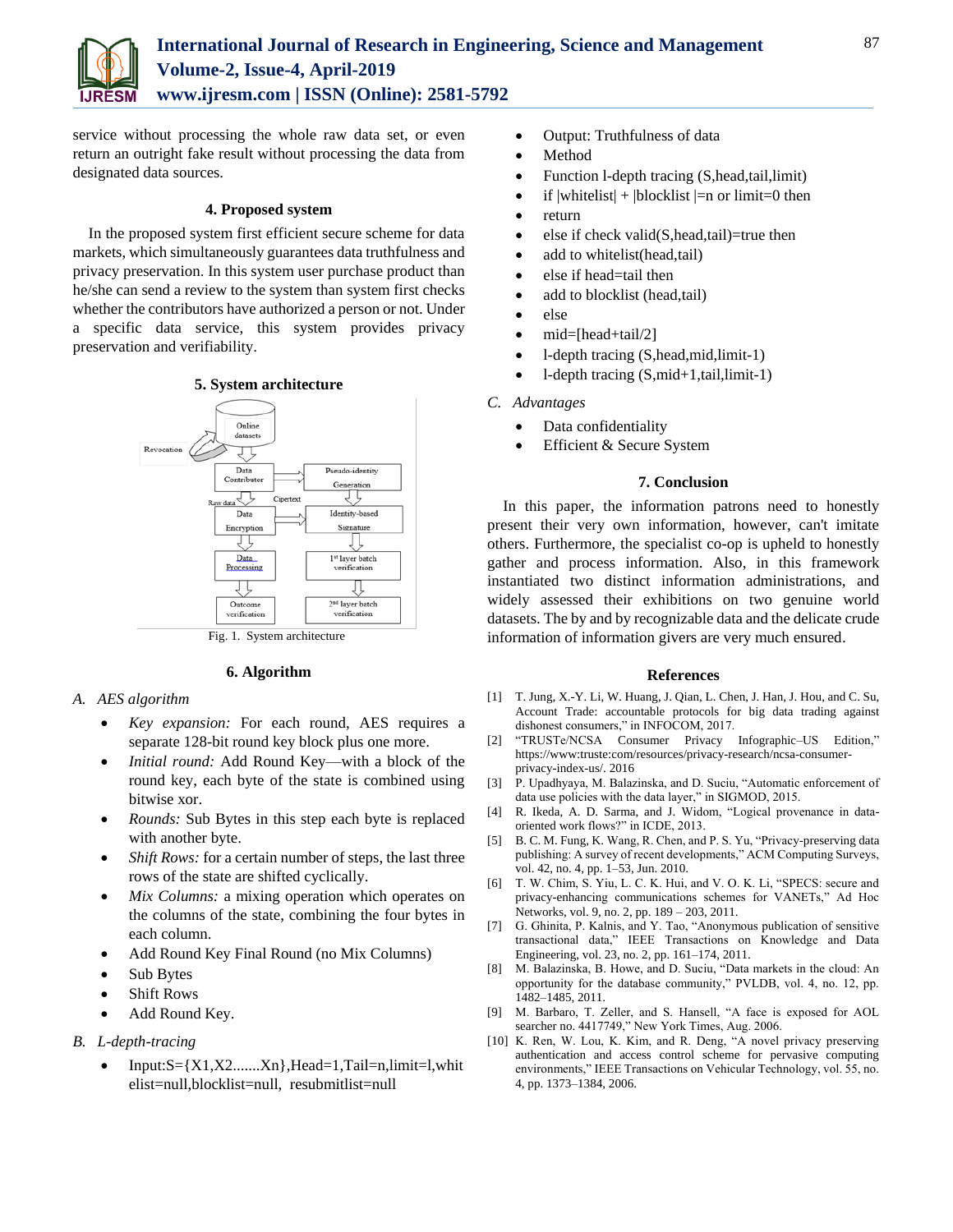service without processing the whole raw data set, or even return an outright fake result without processing the data from designated data sources.

### 4. Proposed system

In the proposed system first efficient secure scheme for data markets, which simultaneously guarantees data truthfulness and privacy preservation. In this system user purchase product than he/she can send a review to the system than system first checks whether the contributors have authorized a person or not. Under a specific data service, this system provides privacy preservation and verifiability.

### 5. System architecture

Online datasets

Revocation

Data Contributor

Pseudo-identity Generation

Raw data

Cipertext

Data Encryption

Identity-based Signature

Data Processing

1st layer batch verification

Outcome verification

2nd layer batch verification

Fig. 1. System architecture

### 6. Algorithm

*A. AES algorithm*

- *Key expansion:* For each round, AES requires a separate 128-bit round key block plus one more.
- *Initial round:* Add Round Key—with a block of the round key, each byte of the state is combined using bitwise xor.
- *Rounds:* Sub Bytes in this step each byte is replaced with another byte.
- *Shift Rows:* for a certain number of steps, the last three rows of the state are shifted cyclically.
- *Mix Columns:* a mixing operation which operates on the columns of the state, combining the four bytes in each column.
- Add Round Key Final Round (no Mix Columns)
- Sub Bytes
- Shift Rows
- Add Round Key.

*B. L-depth-tracing*

- Input:S={X1,X2.......Xn},Head=1,Tail=n,limit=l,whitelist=null,blocklist=null, resubmitlist=null
- Output: Truthfulness of data
- Method
- Function l-depth tracing (S,head,tail,limit)
- if |whitelist| + |blocklist |=n or limit=0 then
- return
- else if check valid(S,head,tail)=true then
- add to whitelist(head,tail)
- else if head=tail then
- add to blocklist (head,tail)
- else
- mid=[head+tail/2]
- l-depth tracing (S,head,mid,limit-1)
- l-depth tracing (S,mid+1,tail,limit-1)

*C. Advantages*

- Data confidentiality
- Efficient & Secure System

### 7. Conclusion

In this paper, the information patrons need to honestly present their very own information, however, can't imitate others. Furthermore, the specialist co-op is upheld to honestly gather and process information. Also, in this framework instantiated two distinct information administrations, and widely assessed their exhibitions on two genuine world datasets. The by and by recognizable data and the delicate crude information of information givers are very much ensured.

### References

[1] T. Jung, X.-Y. Li, W. Huang, J. Qian, L. Chen, J. Han, J. Hou, and C. Su, Account Trade: accountable protocols for big data trading against dishonest consumers," in INFOCOM, 2017.

[2] "TRUSTe/NCSA Consumer Privacy Infographic–US Edition," https://www:truste:com/resources/privacy-research/ncsa-consumer-privacy-index-us/. 2016

[3] P. Upadhyaya, M. Balazinska, and D. Suciu, "Automatic enforcement of data use policies with the data layer," in SIGMOD, 2015.

[4] R. Ikeda, A. D. Sarma, and J. Widom, "Logical provenance in data-oriented work flows?" in ICDE, 2013.

[5] B. C. M. Fung, K. Wang, R. Chen, and P. S. Yu, "Privacy-preserving data publishing: A survey of recent developments," ACM Computing Surveys, vol. 42, no. 4, pp. 1–53, Jun. 2010.

[6] T. W. Chim, S. Yiu, L. C. K. Hui, and V. O. K. Li, "SPECS: secure and privacy-enhancing communications schemes for VANETs," Ad Hoc Networks, vol. 9, no. 2, pp. 189 – 203, 2011.

[7] G. Ghinita, P. Kalnis, and Y. Tao, "Anonymous publication of sensitive transactional data," IEEE Transactions on Knowledge and Data Engineering, vol. 23, no. 2, pp. 161–174, 2011.

[8] M. Balazinska, B. Howe, and D. Suciu, "Data markets in the cloud: An opportunity for the database community," PVLDB, vol. 4, no. 12, pp. 1482–1485, 2011.

[9] M. Barbaro, T. Zeller, and S. Hansell, "A face is exposed for AOL searcher no. 4417749," New York Times, Aug. 2006.

[10] K. Ren, W. Lou, K. Kim, and R. Deng, "A novel privacy preserving authentication and access control scheme for pervasive computing environments," IEEE Transactions on Vehicular Technology, vol. 55, no. 4, pp. 1373–1384, 2006.